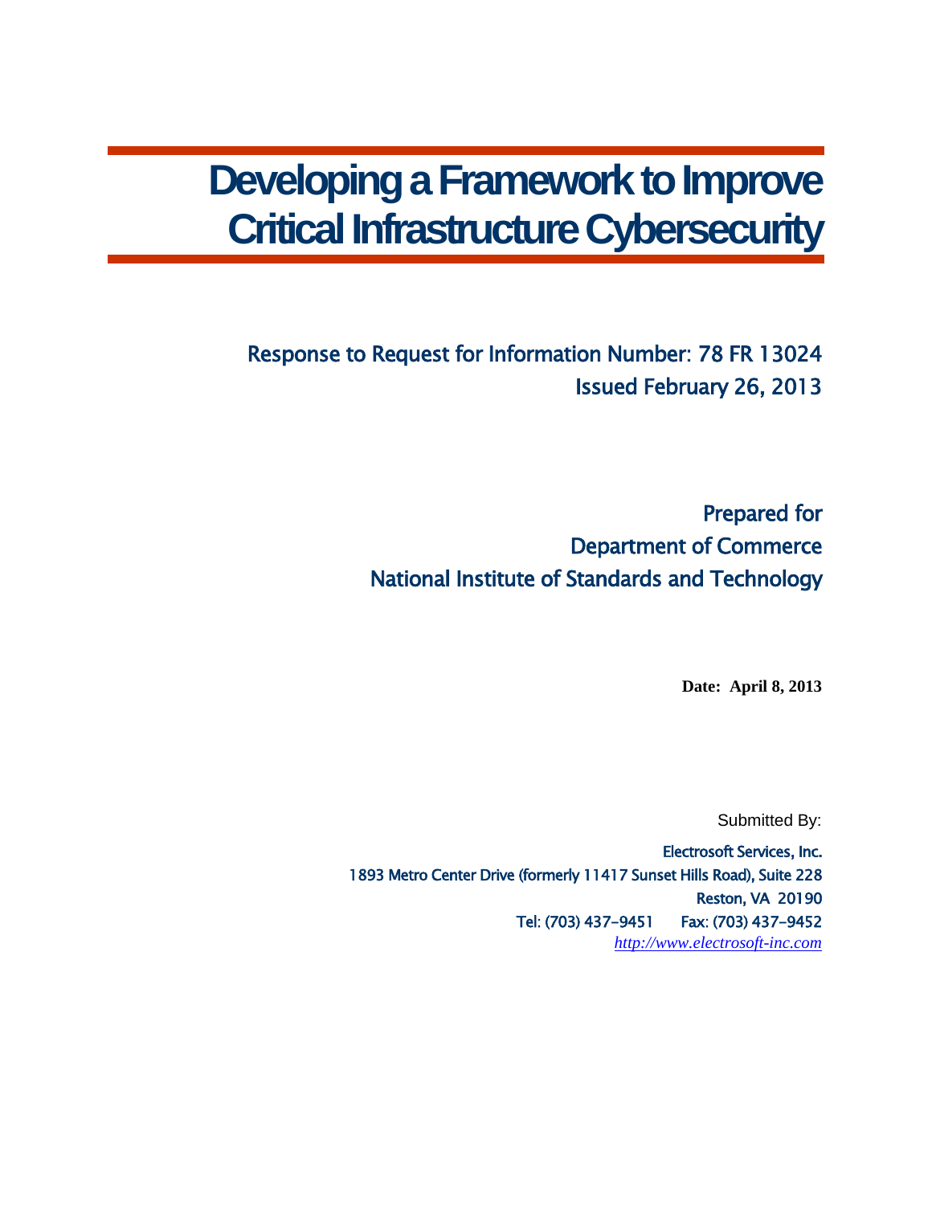# Developing a Framework to Improve Critical Infrastructure Cybersecurity

## Response to Request for Information Number: 78 FR 13024
## Issued February 26, 2013

### Prepared for
### Department of Commerce
### National Institute of Standards and Technology

**Date: April 8, 2013**

Submitted By:

Electrosoft Services, Inc.
1893 Metro Center Drive (formerly 11417 Sunset Hills Road), Suite 228
Reston, VA 20190
Tel: (703) 437-9451 Fax: (703) 437-9452
*http://www.electrosoft-inc.com*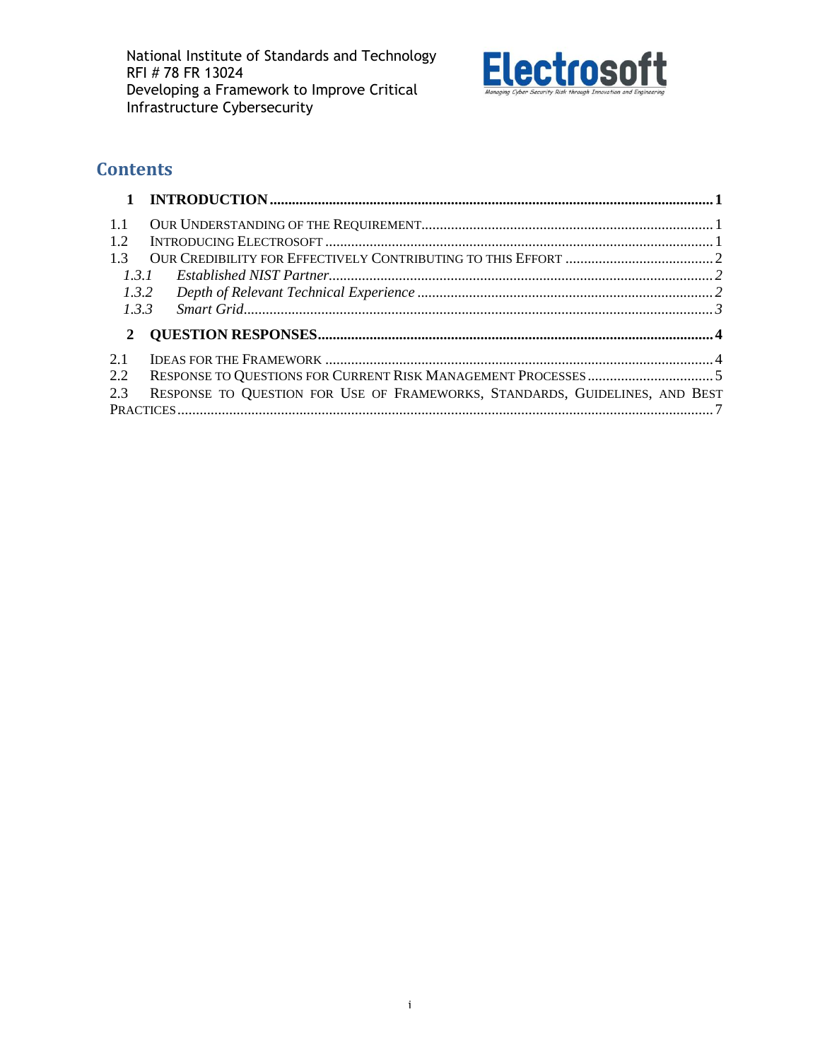# Contents

**1 INTRODUCTION** .......... **1**

1.1 OUR UNDERSTANDING OF THE REQUIREMENT .......... 1
1.2 INTRODUCING ELECTROSOFT .......... 1
1.3 OUR CREDIBILITY FOR EFFECTIVELY CONTRIBUTING TO THIS EFFORT .......... 2
*1.3.1 Established NIST Partner* .......... *2*
*1.3.2 Depth of Relevant Technical Experience* .......... *2*
*1.3.3 Smart Grid* .......... *3*

**2 QUESTION RESPONSES** .......... **4**

2.1 IDEAS FOR THE FRAMEWORK .......... 4
2.2 RESPONSE TO QUESTIONS FOR CURRENT RISK MANAGEMENT PROCESSES .......... 5
2.3 RESPONSE TO QUESTION FOR USE OF FRAMEWORKS, STANDARDS, GUIDELINES, AND BEST PRACTICES .......... 7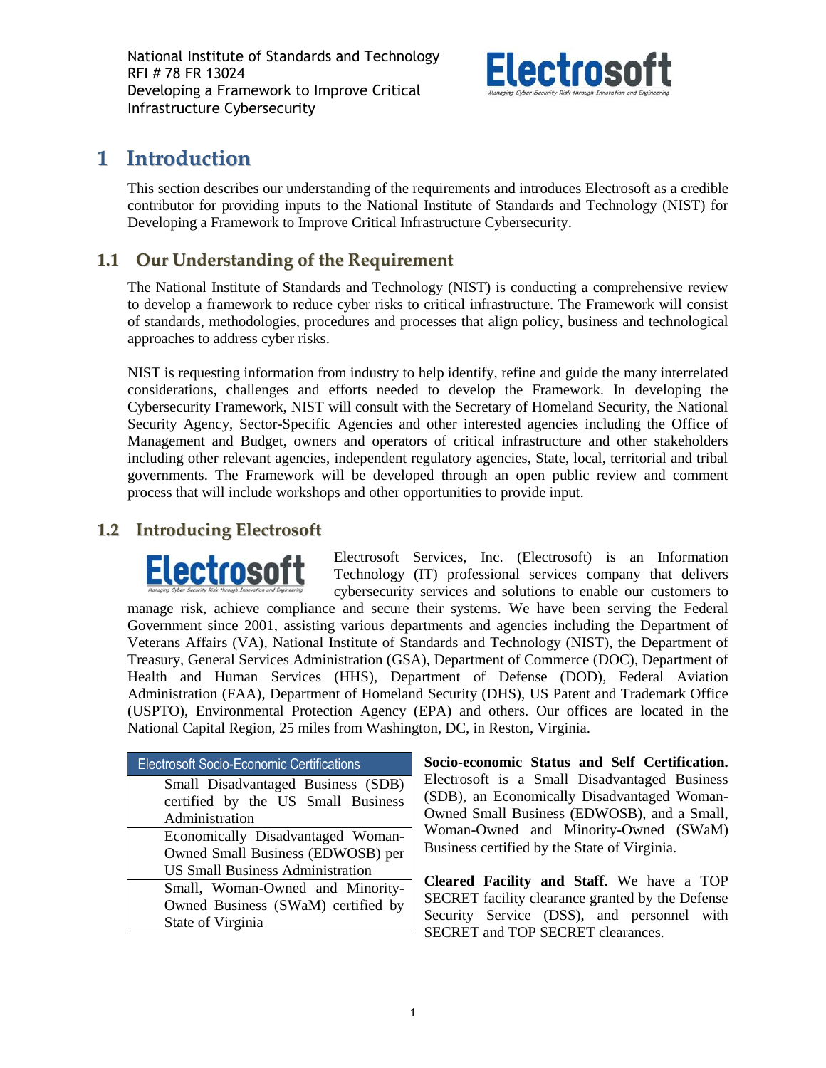# 1 Introduction

This section describes our understanding of the requirements and introduces Electrosoft as a credible contributor for providing inputs to the National Institute of Standards and Technology (NIST) for Developing a Framework to Improve Critical Infrastructure Cybersecurity.

## 1.1 Our Understanding of the Requirement

The National Institute of Standards and Technology (NIST) is conducting a comprehensive review to develop a framework to reduce cyber risks to critical infrastructure. The Framework will consist of standards, methodologies, procedures and processes that align policy, business and technological approaches to address cyber risks.

NIST is requesting information from industry to help identify, refine and guide the many interrelated considerations, challenges and efforts needed to develop the Framework. In developing the Cybersecurity Framework, NIST will consult with the Secretary of Homeland Security, the National Security Agency, Sector-Specific Agencies and other interested agencies including the Office of Management and Budget, owners and operators of critical infrastructure and other stakeholders including other relevant agencies, independent regulatory agencies, State, local, territorial and tribal governments. The Framework will be developed through an open public review and comment process that will include workshops and other opportunities to provide input.

## 1.2 Introducing Electrosoft

Electrosoft Services, Inc. (Electrosoft) is an Information Technology (IT) professional services company that delivers cybersecurity services and solutions to enable our customers to manage risk, achieve compliance and secure their systems. We have been serving the Federal Government since 2001, assisting various departments and agencies including the Department of Veterans Affairs (VA), National Institute of Standards and Technology (NIST), the Department of Treasury, General Services Administration (GSA), Department of Commerce (DOC), Department of Health and Human Services (HHS), Department of Defense (DOD), Federal Aviation Administration (FAA), Department of Homeland Security (DHS), US Patent and Trademark Office (USPTO), Environmental Protection Agency (EPA) and others. Our offices are located in the National Capital Region, 25 miles from Washington, DC, in Reston, Virginia.

| Electrosoft Socio-Economic Certifications |
|---|
| Small Disadvantaged Business (SDB) certified by the US Small Business Administration |
| Economically Disadvantaged Woman-Owned Small Business (EDWOSB) per US Small Business Administration |
| Small, Woman-Owned and Minority-Owned Business (SWaM) certified by State of Virginia |

**Socio-economic Status and Self Certification.** Electrosoft is a Small Disadvantaged Business (SDB), an Economically Disadvantaged Woman-Owned Small Business (EDWOSB), and a Small, Woman-Owned and Minority-Owned (SWaM) Business certified by the State of Virginia.

**Cleared Facility and Staff.** We have a TOP SECRET facility clearance granted by the Defense Security Service (DSS), and personnel with SECRET and TOP SECRET clearances.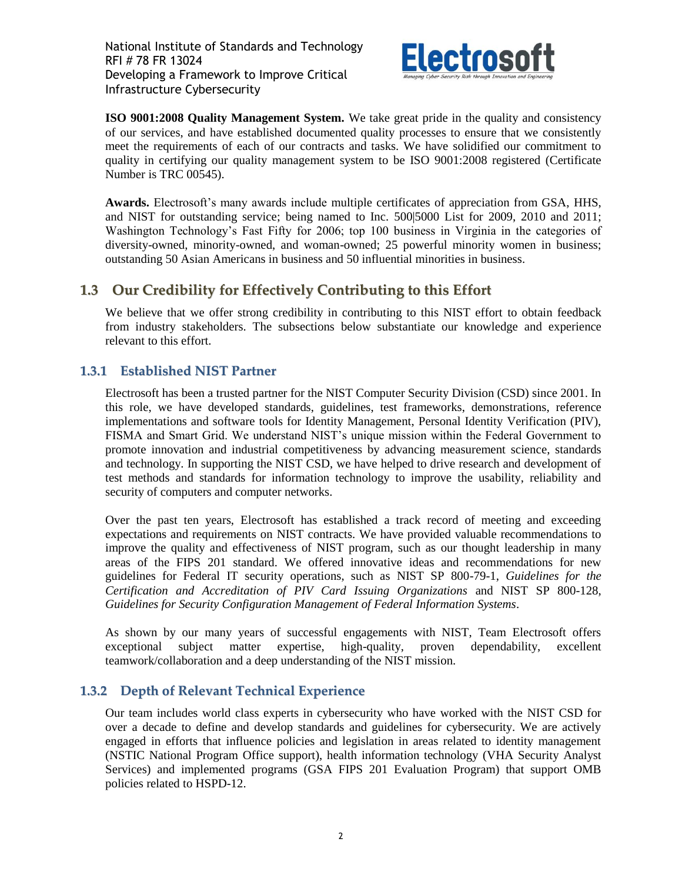**ISO 9001:2008 Quality Management System.** We take great pride in the quality and consistency of our services, and have established documented quality processes to ensure that we consistently meet the requirements of each of our contracts and tasks. We have solidified our commitment to quality in certifying our quality management system to be ISO 9001:2008 registered (Certificate Number is TRC 00545).

**Awards.** Electrosoft's many awards include multiple certificates of appreciation from GSA, HHS, and NIST for outstanding service; being named to Inc. 500|5000 List for 2009, 2010 and 2011; Washington Technology's Fast Fifty for 2006; top 100 business in Virginia in the categories of diversity-owned, minority-owned, and woman-owned; 25 powerful minority women in business; outstanding 50 Asian Americans in business and 50 influential minorities in business.

## 1.3 Our Credibility for Effectively Contributing to this Effort

We believe that we offer strong credibility in contributing to this NIST effort to obtain feedback from industry stakeholders. The subsections below substantiate our knowledge and experience relevant to this effort.

### 1.3.1 Established NIST Partner

Electrosoft has been a trusted partner for the NIST Computer Security Division (CSD) since 2001. In this role, we have developed standards, guidelines, test frameworks, demonstrations, reference implementations and software tools for Identity Management, Personal Identity Verification (PIV), FISMA and Smart Grid. We understand NIST's unique mission within the Federal Government to promote innovation and industrial competitiveness by advancing measurement science, standards and technology. In supporting the NIST CSD, we have helped to drive research and development of test methods and standards for information technology to improve the usability, reliability and security of computers and computer networks.

Over the past ten years, Electrosoft has established a track record of meeting and exceeding expectations and requirements on NIST contracts. We have provided valuable recommendations to improve the quality and effectiveness of NIST program, such as our thought leadership in many areas of the FIPS 201 standard. We offered innovative ideas and recommendations for new guidelines for Federal IT security operations, such as NIST SP 800-79-1, *Guidelines for the Certification and Accreditation of PIV Card Issuing Organizations* and NIST SP 800-128, *Guidelines for Security Configuration Management of Federal Information Systems*.

As shown by our many years of successful engagements with NIST, Team Electrosoft offers exceptional subject matter expertise, high-quality, proven dependability, excellent teamwork/collaboration and a deep understanding of the NIST mission.

### 1.3.2 Depth of Relevant Technical Experience

Our team includes world class experts in cybersecurity who have worked with the NIST CSD for over a decade to define and develop standards and guidelines for cybersecurity. We are actively engaged in efforts that influence policies and legislation in areas related to identity management (NSTIC National Program Office support), health information technology (VHA Security Analyst Services) and implemented programs (GSA FIPS 201 Evaluation Program) that support OMB policies related to HSPD-12.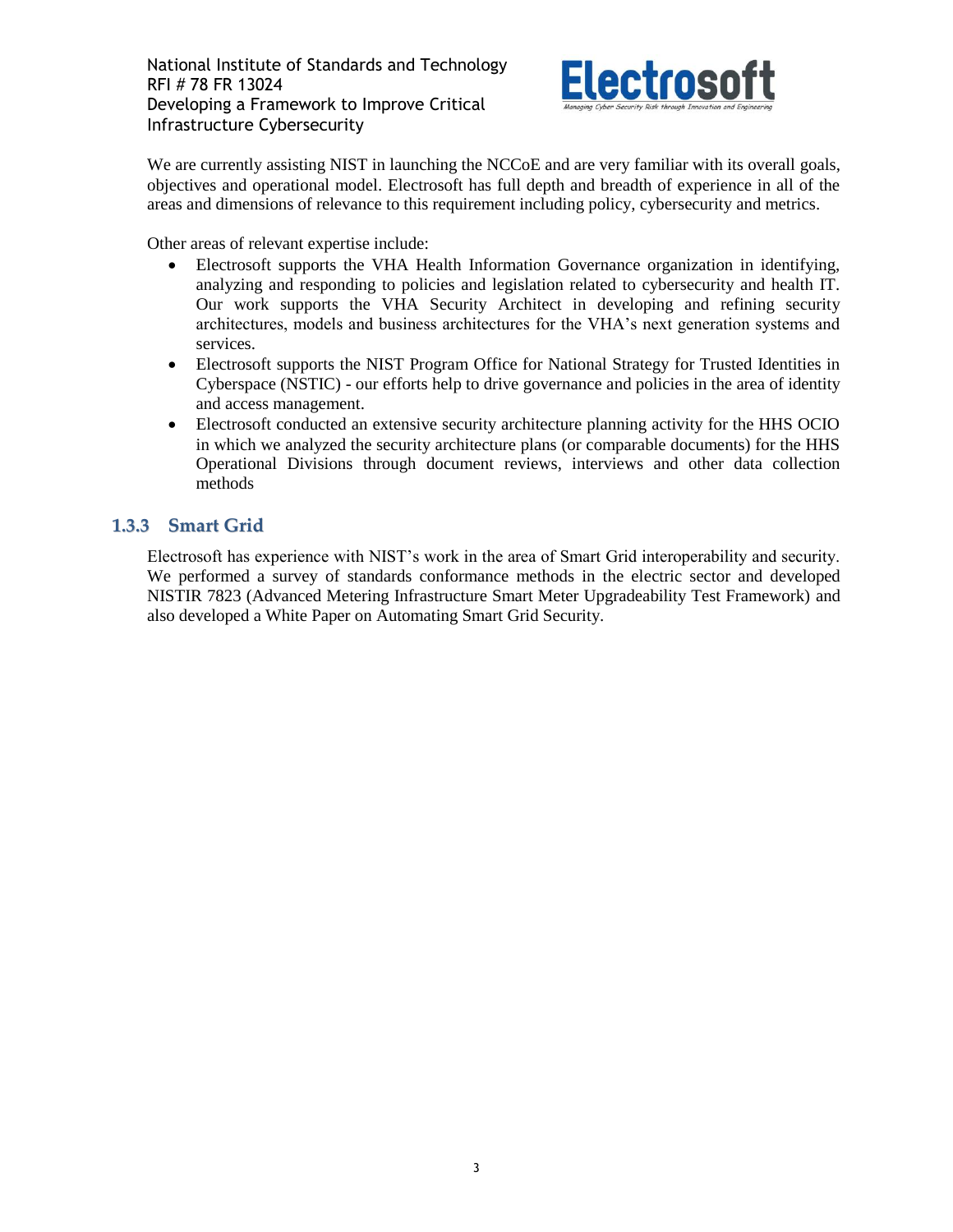We are currently assisting NIST in launching the NCCoE and are very familiar with its overall goals, objectives and operational model. Electrosoft has full depth and breadth of experience in all of the areas and dimensions of relevance to this requirement including policy, cybersecurity and metrics.

Other areas of relevant expertise include:

- Electrosoft supports the VHA Health Information Governance organization in identifying, analyzing and responding to policies and legislation related to cybersecurity and health IT. Our work supports the VHA Security Architect in developing and refining security architectures, models and business architectures for the VHA's next generation systems and services.
- Electrosoft supports the NIST Program Office for National Strategy for Trusted Identities in Cyberspace (NSTIC) - our efforts help to drive governance and policies in the area of identity and access management.
- Electrosoft conducted an extensive security architecture planning activity for the HHS OCIO in which we analyzed the security architecture plans (or comparable documents) for the HHS Operational Divisions through document reviews, interviews and other data collection methods

### 1.3.3 Smart Grid

Electrosoft has experience with NIST's work in the area of Smart Grid interoperability and security. We performed a survey of standards conformance methods in the electric sector and developed NISTIR 7823 (Advanced Metering Infrastructure Smart Meter Upgradeability Test Framework) and also developed a White Paper on Automating Smart Grid Security.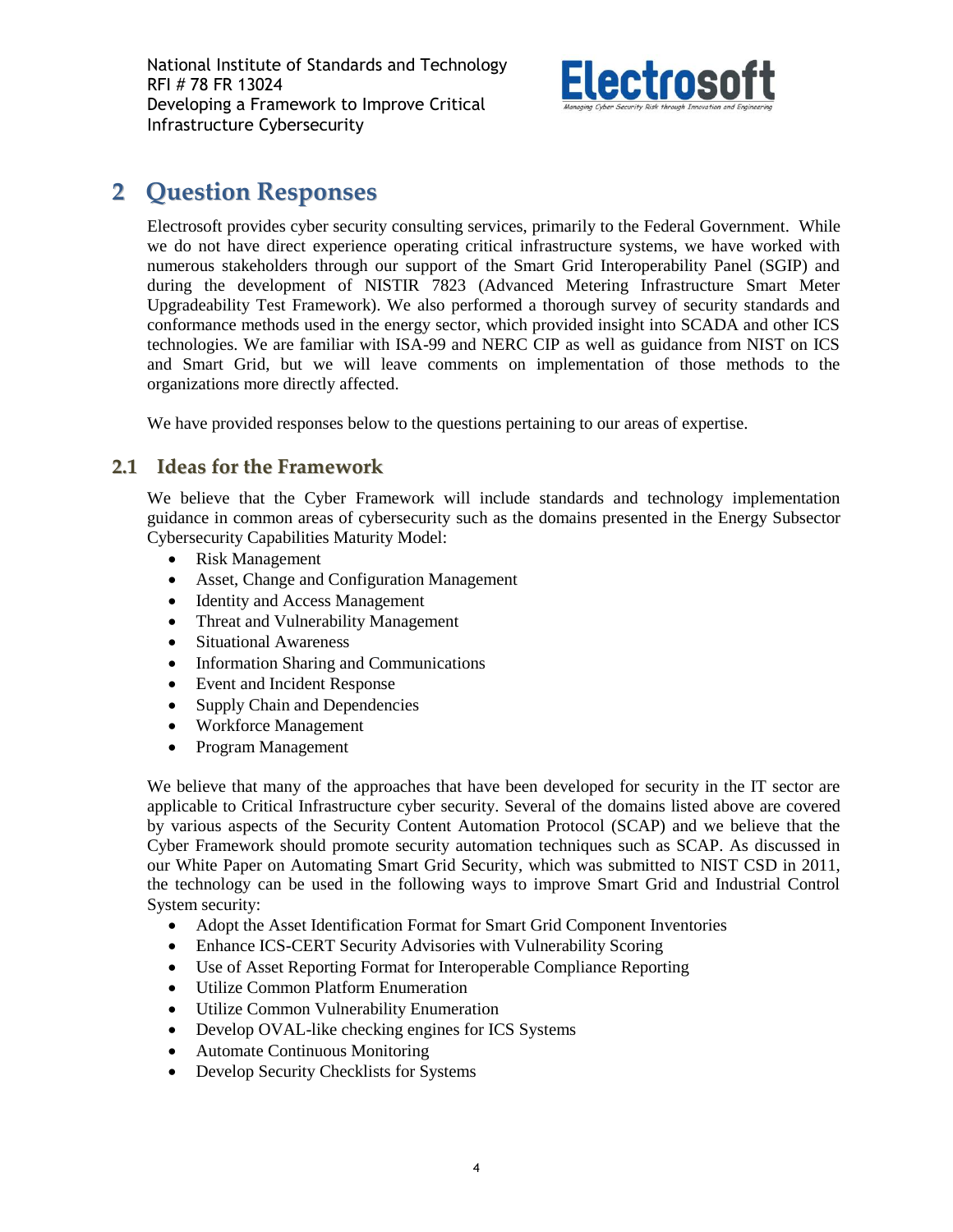# 2 Question Responses

Electrosoft provides cyber security consulting services, primarily to the Federal Government. While we do not have direct experience operating critical infrastructure systems, we have worked with numerous stakeholders through our support of the Smart Grid Interoperability Panel (SGIP) and during the development of NISTIR 7823 (Advanced Metering Infrastructure Smart Meter Upgradeability Test Framework). We also performed a thorough survey of security standards and conformance methods used in the energy sector, which provided insight into SCADA and other ICS technologies. We are familiar with ISA-99 and NERC CIP as well as guidance from NIST on ICS and Smart Grid, but we will leave comments on implementation of those methods to the organizations more directly affected.

We have provided responses below to the questions pertaining to our areas of expertise.

## 2.1 Ideas for the Framework

We believe that the Cyber Framework will include standards and technology implementation guidance in common areas of cybersecurity such as the domains presented in the Energy Subsector Cybersecurity Capabilities Maturity Model:

- Risk Management
- Asset, Change and Configuration Management
- Identity and Access Management
- Threat and Vulnerability Management
- Situational Awareness
- Information Sharing and Communications
- Event and Incident Response
- Supply Chain and Dependencies
- Workforce Management
- Program Management

We believe that many of the approaches that have been developed for security in the IT sector are applicable to Critical Infrastructure cyber security. Several of the domains listed above are covered by various aspects of the Security Content Automation Protocol (SCAP) and we believe that the Cyber Framework should promote security automation techniques such as SCAP. As discussed in our White Paper on Automating Smart Grid Security, which was submitted to NIST CSD in 2011, the technology can be used in the following ways to improve Smart Grid and Industrial Control System security:

- Adopt the Asset Identification Format for Smart Grid Component Inventories
- Enhance ICS-CERT Security Advisories with Vulnerability Scoring
- Use of Asset Reporting Format for Interoperable Compliance Reporting
- Utilize Common Platform Enumeration
- Utilize Common Vulnerability Enumeration
- Develop OVAL-like checking engines for ICS Systems
- Automate Continuous Monitoring
- Develop Security Checklists for Systems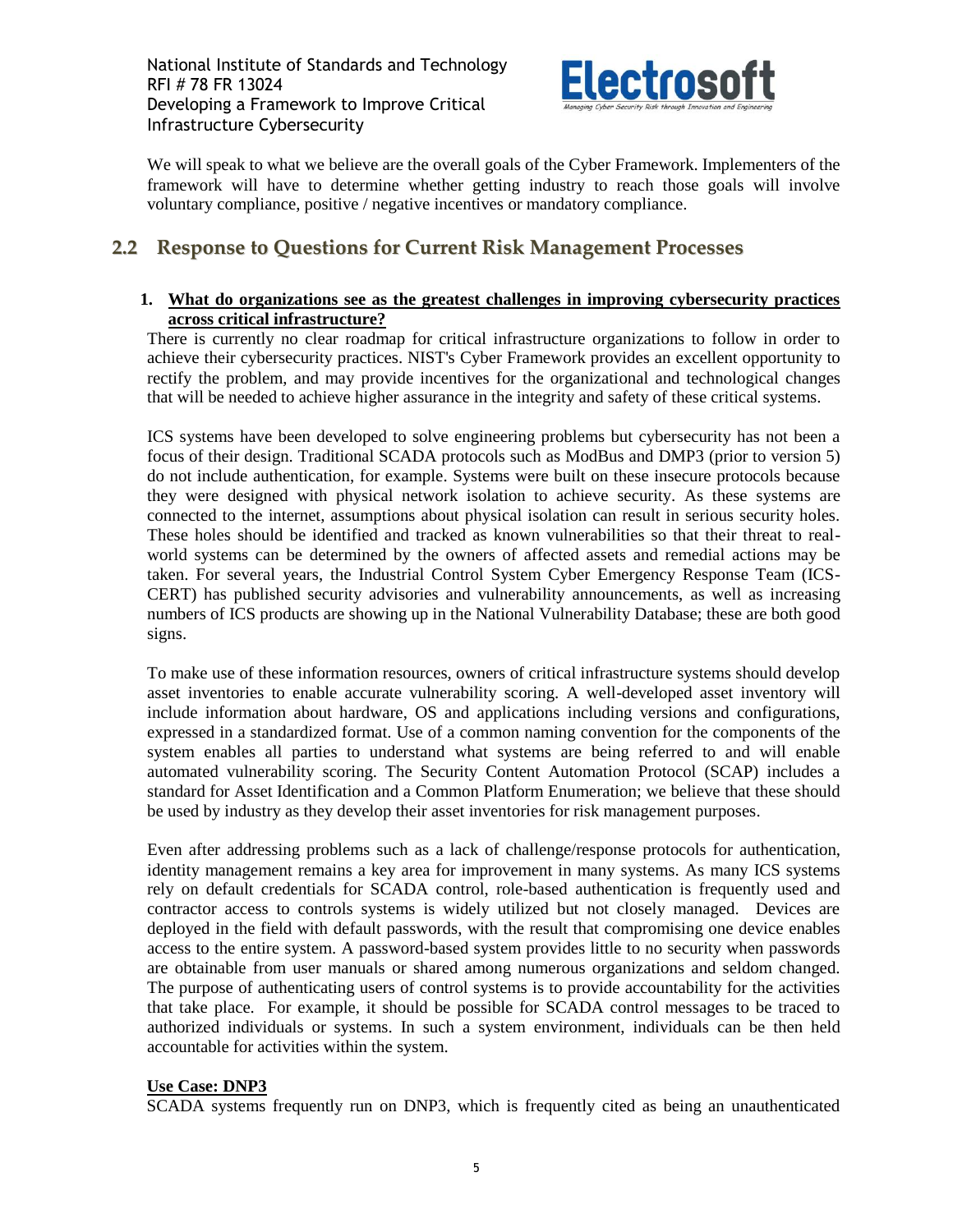We will speak to what we believe are the overall goals of the Cyber Framework. Implementers of the framework will have to determine whether getting industry to reach those goals will involve voluntary compliance, positive / negative incentives or mandatory compliance.

## 2.2 Response to Questions for Current Risk Management Processes

**1. <u>What do organizations see as the greatest challenges in improving cybersecurity practices across critical infrastructure?</u>**

There is currently no clear roadmap for critical infrastructure organizations to follow in order to achieve their cybersecurity practices. NIST's Cyber Framework provides an excellent opportunity to rectify the problem, and may provide incentives for the organizational and technological changes that will be needed to achieve higher assurance in the integrity and safety of these critical systems.

ICS systems have been developed to solve engineering problems but cybersecurity has not been a focus of their design. Traditional SCADA protocols such as ModBus and DMP3 (prior to version 5) do not include authentication, for example. Systems were built on these insecure protocols because they were designed with physical network isolation to achieve security. As these systems are connected to the internet, assumptions about physical isolation can result in serious security holes. These holes should be identified and tracked as known vulnerabilities so that their threat to real-world systems can be determined by the owners of affected assets and remedial actions may be taken. For several years, the Industrial Control System Cyber Emergency Response Team (ICS-CERT) has published security advisories and vulnerability announcements, as well as increasing numbers of ICS products are showing up in the National Vulnerability Database; these are both good signs.

To make use of these information resources, owners of critical infrastructure systems should develop asset inventories to enable accurate vulnerability scoring. A well-developed asset inventory will include information about hardware, OS and applications including versions and configurations, expressed in a standardized format. Use of a common naming convention for the components of the system enables all parties to understand what systems are being referred to and will enable automated vulnerability scoring. The Security Content Automation Protocol (SCAP) includes a standard for Asset Identification and a Common Platform Enumeration; we believe that these should be used by industry as they develop their asset inventories for risk management purposes.

Even after addressing problems such as a lack of challenge/response protocols for authentication, identity management remains a key area for improvement in many systems. As many ICS systems rely on default credentials for SCADA control, role-based authentication is frequently used and contractor access to controls systems is widely utilized but not closely managed. Devices are deployed in the field with default passwords, with the result that compromising one device enables access to the entire system. A password-based system provides little to no security when passwords are obtainable from user manuals or shared among numerous organizations and seldom changed. The purpose of authenticating users of control systems is to provide accountability for the activities that take place. For example, it should be possible for SCADA control messages to be traced to authorized individuals or systems. In such a system environment, individuals can be then held accountable for activities within the system.

**<u>Use Case: DNP3</u>**

SCADA systems frequently run on DNP3, which is frequently cited as being an unauthenticated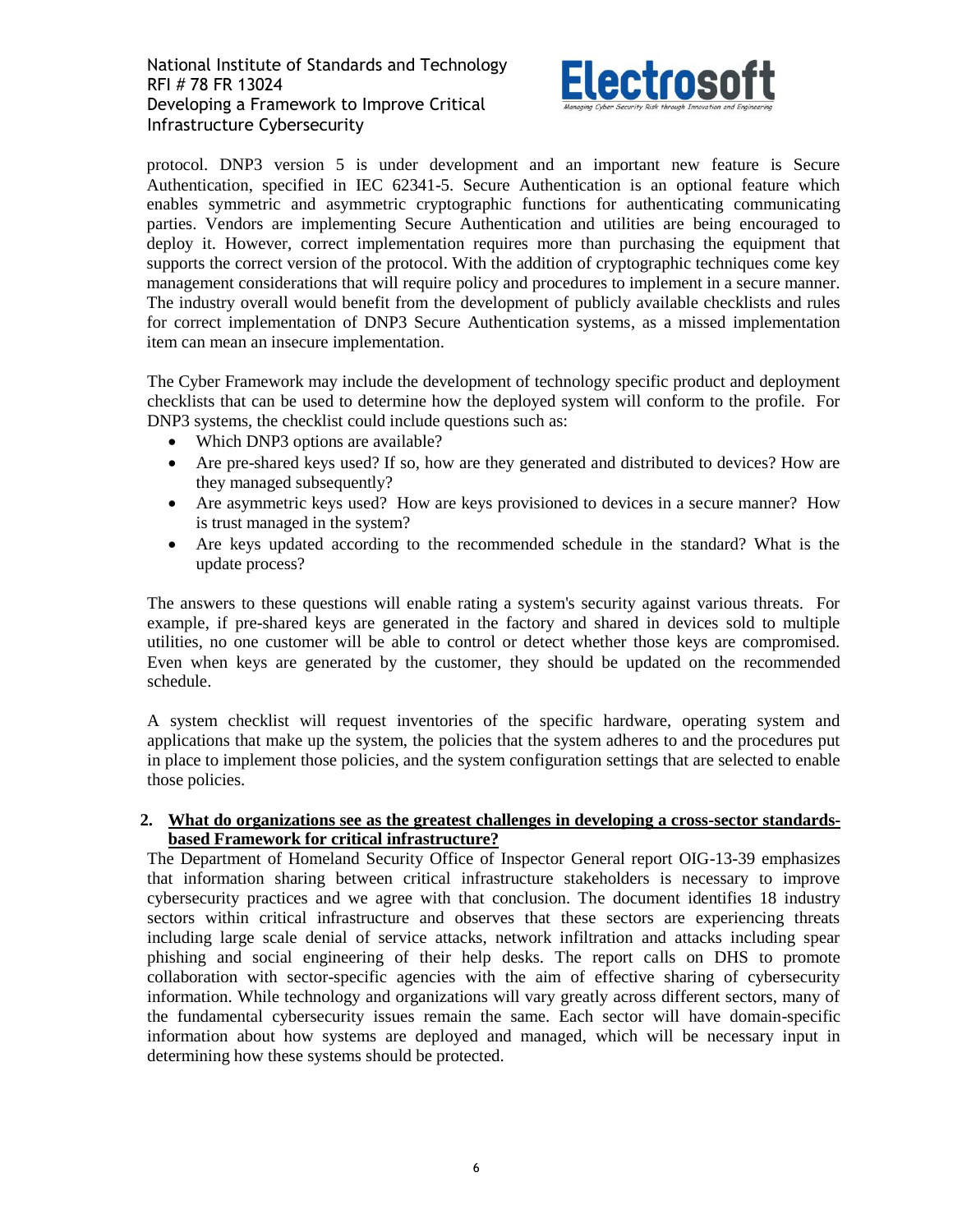protocol. DNP3 version 5 is under development and an important new feature is Secure Authentication, specified in IEC 62341-5. Secure Authentication is an optional feature which enables symmetric and asymmetric cryptographic functions for authenticating communicating parties. Vendors are implementing Secure Authentication and utilities are being encouraged to deploy it. However, correct implementation requires more than purchasing the equipment that supports the correct version of the protocol. With the addition of cryptographic techniques come key management considerations that will require policy and procedures to implement in a secure manner. The industry overall would benefit from the development of publicly available checklists and rules for correct implementation of DNP3 Secure Authentication systems, as a missed implementation item can mean an insecure implementation.

The Cyber Framework may include the development of technology specific product and deployment checklists that can be used to determine how the deployed system will conform to the profile. For DNP3 systems, the checklist could include questions such as:

- Which DNP3 options are available?
- Are pre-shared keys used? If so, how are they generated and distributed to devices? How are they managed subsequently?
- Are asymmetric keys used? How are keys provisioned to devices in a secure manner? How is trust managed in the system?
- Are keys updated according to the recommended schedule in the standard? What is the update process?

The answers to these questions will enable rating a system's security against various threats. For example, if pre-shared keys are generated in the factory and shared in devices sold to multiple utilities, no one customer will be able to control or detect whether those keys are compromised. Even when keys are generated by the customer, they should be updated on the recommended schedule.

A system checklist will request inventories of the specific hardware, operating system and applications that make up the system, the policies that the system adheres to and the procedures put in place to implement those policies, and the system configuration settings that are selected to enable those policies.

**2. <u>What do organizations see as the greatest challenges in developing a cross-sector standards-based Framework for critical infrastructure?</u>**

The Department of Homeland Security Office of Inspector General report OIG-13-39 emphasizes that information sharing between critical infrastructure stakeholders is necessary to improve cybersecurity practices and we agree with that conclusion. The document identifies 18 industry sectors within critical infrastructure and observes that these sectors are experiencing threats including large scale denial of service attacks, network infiltration and attacks including spear phishing and social engineering of their help desks. The report calls on DHS to promote collaboration with sector-specific agencies with the aim of effective sharing of cybersecurity information. While technology and organizations will vary greatly across different sectors, many of the fundamental cybersecurity issues remain the same. Each sector will have domain-specific information about how systems are deployed and managed, which will be necessary input in determining how these systems should be protected.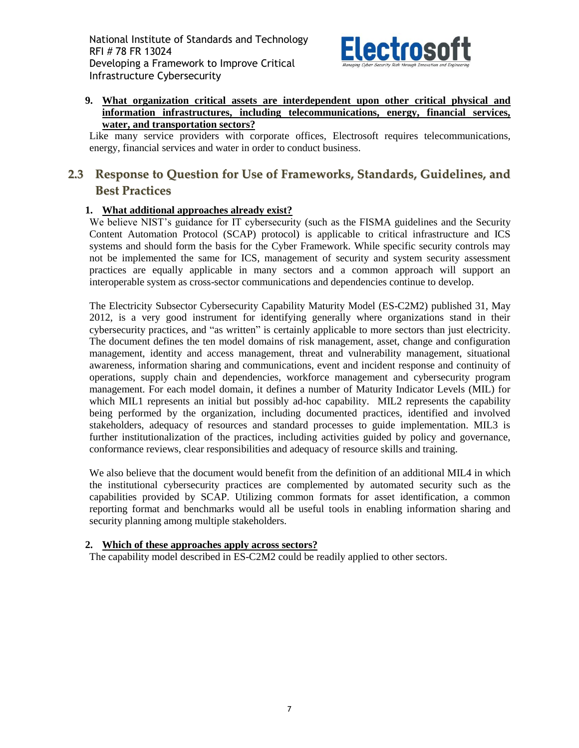**9. What organization critical assets are interdependent upon other critical physical and information infrastructures, including telecommunications, energy, financial services, water, and transportation sectors?**

Like many service providers with corporate offices, Electrosoft requires telecommunications, energy, financial services and water in order to conduct business.

## 2.3 Response to Question for Use of Frameworks, Standards, Guidelines, and Best Practices

**1. What additional approaches already exist?**

We believe NIST's guidance for IT cybersecurity (such as the FISMA guidelines and the Security Content Automation Protocol (SCAP) protocol) is applicable to critical infrastructure and ICS systems and should form the basis for the Cyber Framework. While specific security controls may not be implemented the same for ICS, management of security and system security assessment practices are equally applicable in many sectors and a common approach will support an interoperable system as cross-sector communications and dependencies continue to develop.

The Electricity Subsector Cybersecurity Capability Maturity Model (ES-C2M2) published 31, May 2012, is a very good instrument for identifying generally where organizations stand in their cybersecurity practices, and "as written" is certainly applicable to more sectors than just electricity. The document defines the ten model domains of risk management, asset, change and configuration management, identity and access management, threat and vulnerability management, situational awareness, information sharing and communications, event and incident response and continuity of operations, supply chain and dependencies, workforce management and cybersecurity program management. For each model domain, it defines a number of Maturity Indicator Levels (MIL) for which MIL1 represents an initial but possibly ad-hoc capability. MIL2 represents the capability being performed by the organization, including documented practices, identified and involved stakeholders, adequacy of resources and standard processes to guide implementation. MIL3 is further institutionalization of the practices, including activities guided by policy and governance, conformance reviews, clear responsibilities and adequacy of resource skills and training.

We also believe that the document would benefit from the definition of an additional MIL4 in which the institutional cybersecurity practices are complemented by automated security such as the capabilities provided by SCAP. Utilizing common formats for asset identification, a common reporting format and benchmarks would all be useful tools in enabling information sharing and security planning among multiple stakeholders.

**2. Which of these approaches apply across sectors?**

The capability model described in ES-C2M2 could be readily applied to other sectors.